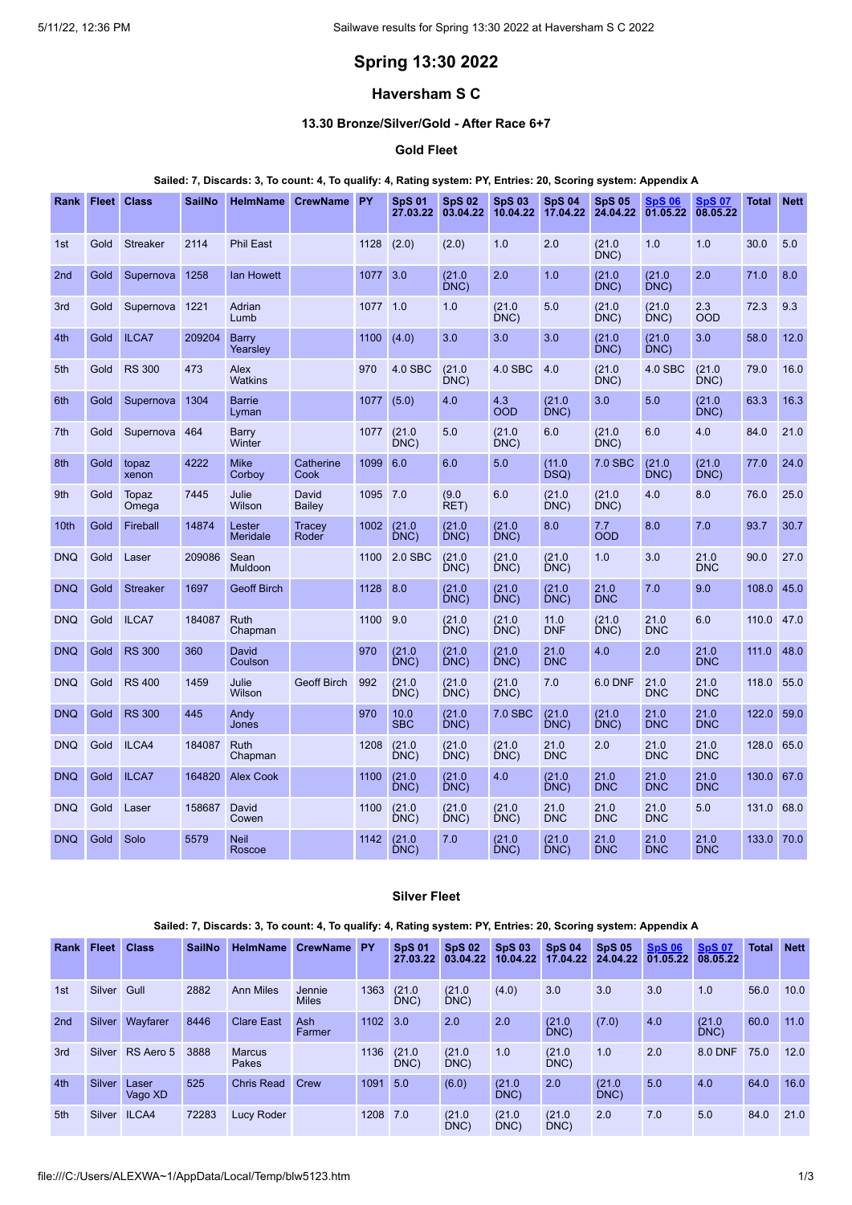# Spring 13:30 2022

## Haversham S C

### 13.30 Bronze/Silver/Gold - After Race 6+7

### Gold Fleet

**Sailed: 7, Discards: 3, To count: 4, To qualify: 4, Rating system: PY, Entries: 20, Scoring system: Appendix A**

| Rank | Fleet | Class | SailNo | HelmName | CrewName | PY | SpS 01 27.03.22 | SpS 02 03.04.22 | SpS 03 10.04.22 | SpS 04 17.04.22 | SpS 05 24.04.22 | SpS 06 01.05.22 | SpS 07 08.05.22 | Total | Nett |
|---|---|---|---|---|---|---|---|---|---|---|---|---|---|---|---|
| 1st | Gold | Streaker | 2114 | Phil East | | 1128 | (2.0) | (2.0) | 1.0 | 2.0 | (21.0 DNC) | 1.0 | 1.0 | 30.0 | 5.0 |
| 2nd | Gold | Supernova | 1258 | Ian Howett | | 1077 | 3.0 | (21.0 DNC) | 2.0 | 1.0 | (21.0 DNC) | (21.0 DNC) | 2.0 | 71.0 | 8.0 |
| 3rd | Gold | Supernova | 1221 | Adrian Lumb | | 1077 | 1.0 | 1.0 | (21.0 DNC) | 5.0 | (21.0 DNC) | (21.0 DNC) | 2.3 OOD | 72.3 | 9.3 |
| 4th | Gold | ILCA7 | 209204 | Barry Yearsley | | 1100 | (4.0) | 3.0 | 3.0 | 3.0 | (21.0 DNC) | (21.0 DNC) | 3.0 | 58.0 | 12.0 |
| 5th | Gold | RS 300 | 473 | Alex Watkins | | 970 | 4.0 SBC | (21.0 DNC) | 4.0 SBC | 4.0 | (21.0 DNC) | 4.0 SBC | (21.0 DNC) | 79.0 | 16.0 |
| 6th | Gold | Supernova | 1304 | Barrie Lyman | | 1077 | (5.0) | 4.0 | 4.3 OOD | (21.0 DNC) | 3.0 | 5.0 | (21.0 DNC) | 63.3 | 16.3 |
| 7th | Gold | Supernova | 464 | Barry Winter | | 1077 | (21.0 DNC) | 5.0 | (21.0 DNC) | 6.0 | (21.0 DNC) | 6.0 | 4.0 | 84.0 | 21.0 |
| 8th | Gold | topaz xenon | 4222 | Mike Corboy | Catherine Cook | 1099 | 6.0 | 6.0 | 5.0 | (11.0 DSQ) | 7.0 SBC | (21.0 DNC) | (21.0 DNC) | 77.0 | 24.0 |
| 9th | Gold | Topaz Omega | 7445 | Julie Wilson | David Bailey | 1095 | 7.0 | (9.0 RET) | 6.0 | (21.0 DNC) | (21.0 DNC) | 4.0 | 8.0 | 76.0 | 25.0 |
| 10th | Gold | Fireball | 14874 | Lester Meridale | Tracey Roder | 1002 | (21.0 DNC) | (21.0 DNC) | (21.0 DNC) | 8.0 | 7.7 OOD | 8.0 | 7.0 | 93.7 | 30.7 |
| DNQ | Gold | Laser | 209086 | Sean Muldoon | | 1100 | 2.0 SBC | (21.0 DNC) | (21.0 DNC) | (21.0 DNC) | 1.0 | 3.0 | 21.0 DNC | 90.0 | 27.0 |
| DNQ | Gold | Streaker | 1697 | Geoff Birch | | 1128 | 8.0 | (21.0 DNC) | (21.0 DNC) | (21.0 DNC) | 21.0 DNC | 7.0 | 9.0 | 108.0 | 45.0 |
| DNQ | Gold | ILCA7 | 184087 | Ruth Chapman | | 1100 | 9.0 | (21.0 DNC) | (21.0 DNC) | 11.0 DNF | (21.0 DNC) | 21.0 DNC | 6.0 | 110.0 | 47.0 |
| DNQ | Gold | RS 300 | 360 | David Coulson | | 970 | (21.0 DNC) | (21.0 DNC) | (21.0 DNC) | 21.0 DNC | 4.0 | 2.0 | 21.0 DNC | 111.0 | 48.0 |
| DNQ | Gold | RS 400 | 1459 | Julie Wilson | Geoff Birch | 992 | (21.0 DNC) | (21.0 DNC) | (21.0 DNC) | 7.0 | 6.0 DNF | 21.0 DNC | 21.0 DNC | 118.0 | 55.0 |
| DNQ | Gold | RS 300 | 445 | Andy Jones | | 970 | 10.0 SBC | (21.0 DNC) | 7.0 SBC | (21.0 DNC) | (21.0 DNC) | 21.0 DNC | 21.0 DNC | 122.0 | 59.0 |
| DNQ | Gold | ILCA4 | 184087 | Ruth Chapman | | 1208 | (21.0 DNC) | (21.0 DNC) | (21.0 DNC) | 21.0 DNC | 2.0 | 21.0 DNC | 21.0 DNC | 128.0 | 65.0 |
| DNQ | Gold | ILCA7 | 164820 | Alex Cook | | 1100 | (21.0 DNC) | (21.0 DNC) | 4.0 | (21.0 DNC) | 21.0 DNC | 21.0 DNC | 21.0 DNC | 130.0 | 67.0 |
| DNQ | Gold | Laser | 158687 | David Cowen | | 1100 | (21.0 DNC) | (21.0 DNC) | (21.0 DNC) | 21.0 DNC | 21.0 DNC | 21.0 DNC | 5.0 | 131.0 | 68.0 |
| DNQ | Gold | Solo | 5579 | Neil Roscoe | | 1142 | (21.0 DNC) | 7.0 | (21.0 DNC) | (21.0 DNC) | 21.0 DNC | 21.0 DNC | 21.0 DNC | 133.0 | 70.0 |

### Silver Fleet

**Sailed: 7, Discards: 3, To count: 4, To qualify: 4, Rating system: PY, Entries: 20, Scoring system: Appendix A**

| Rank | Fleet | Class | SailNo | HelmName | CrewName | PY | SpS 01 27.03.22 | SpS 02 03.04.22 | SpS 03 10.04.22 | SpS 04 17.04.22 | SpS 05 24.04.22 | SpS 06 01.05.22 | SpS 07 08.05.22 | Total | Nett |
|---|---|---|---|---|---|---|---|---|---|---|---|---|---|---|---|
| 1st | Silver | Gull | 2882 | Ann Miles | Jennie Miles | 1363 | (21.0 DNC) | (21.0 DNC) | (4.0) | 3.0 | 3.0 | 3.0 | 1.0 | 56.0 | 10.0 |
| 2nd | Silver | Wayfarer | 8446 | Clare East | Ash Farmer | 1102 | 3.0 | 2.0 | 2.0 | (21.0 DNC) | (7.0) | 4.0 | (21.0 DNC) | 60.0 | 11.0 |
| 3rd | Silver | RS Aero 5 | 3888 | Marcus Pakes | | 1136 | (21.0 DNC) | (21.0 DNC) | 1.0 | (21.0 DNC) | 1.0 | 2.0 | 8.0 DNF | 75.0 | 12.0 |
| 4th | Silver | Laser Vago XD | 525 | Chris Read | Crew | 1091 | 5.0 | (6.0) | (21.0 DNC) | 2.0 | (21.0 DNC) | 5.0 | 4.0 | 64.0 | 16.0 |
| 5th | Silver | ILCA4 | 72283 | Lucy Roder | | 1208 | 7.0 | (21.0 DNC) | (21.0 DNC) | (21.0 DNC) | 2.0 | 7.0 | 5.0 | 84.0 | 21.0 |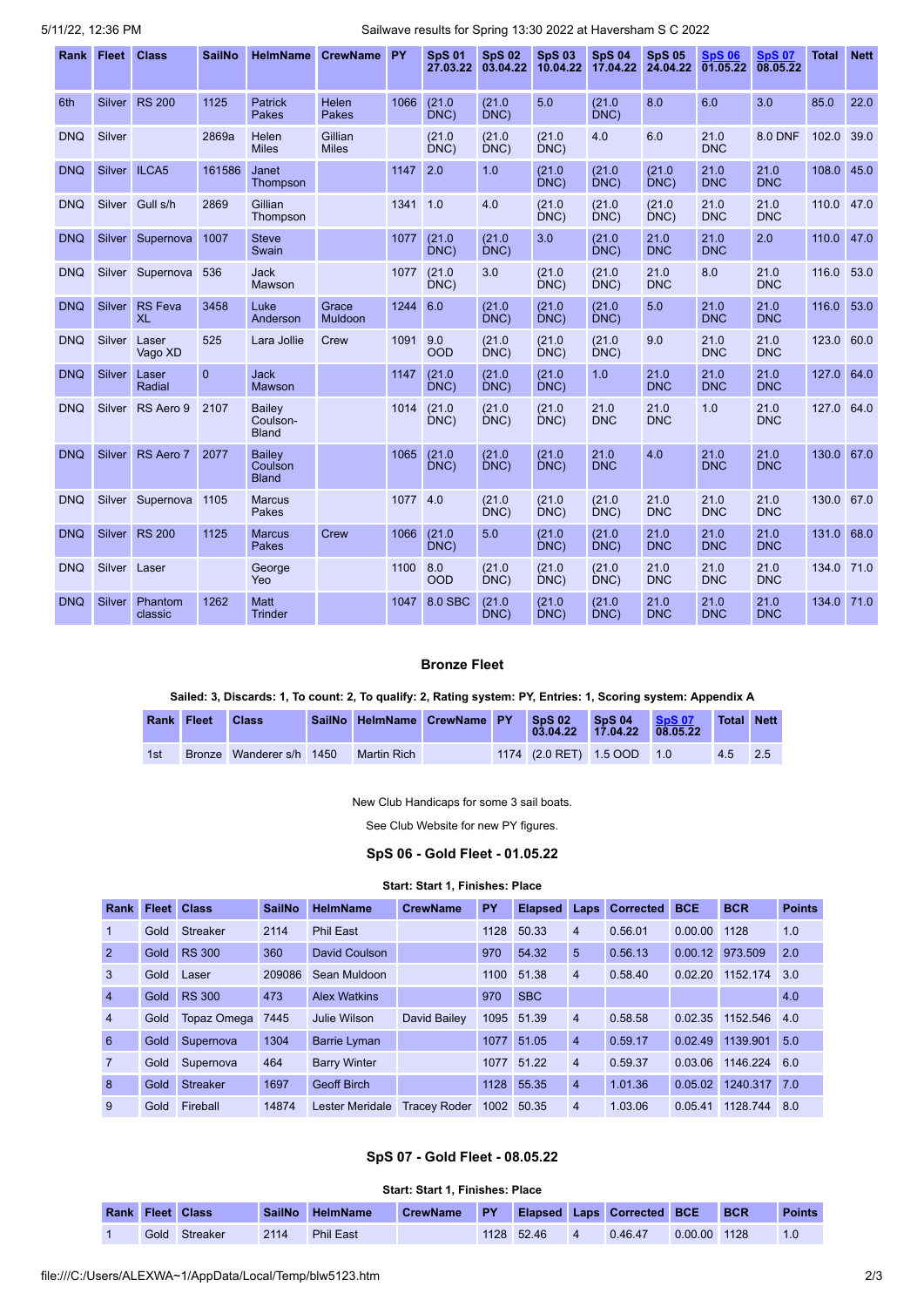| Rank | Fleet | Class | SailNo | HelmName | CrewName | PY | SpS 01 27.03.22 | SpS 02 03.04.22 | SpS 03 10.04.22 | SpS 04 17.04.22 | SpS 05 24.04.22 | SpS 06 01.05.22 | SpS 07 08.05.22 | Total | Nett |
|---|---|---|---|---|---|---|---|---|---|---|---|---|---|---|---|
| 6th | Silver | RS 200 | 1125 | Patrick Pakes | Helen Pakes | 1066 | (21.0 DNC) | (21.0 DNC) | 5.0 | (21.0 DNC) | 8.0 | 6.0 | 3.0 | 85.0 | 22.0 |
| DNQ | Silver | | 2869a | Helen Miles | Gillian Miles | | (21.0 DNC) | (21.0 DNC) | (21.0 DNC) | 4.0 | 6.0 | 21.0 DNC | 8.0 DNF | 102.0 | 39.0 |
| DNQ | Silver | ILCA5 | 161586 | Janet Thompson | | 1147 | 2.0 | 1.0 | (21.0 DNC) | (21.0 DNC) | (21.0 DNC) | 21.0 DNC | 21.0 DNC | 108.0 | 45.0 |
| DNQ | Silver | Gull s/h | 2869 | Gillian Thompson | | 1341 | 1.0 | 4.0 | (21.0 DNC) | (21.0 DNC) | (21.0 DNC) | 21.0 DNC | 21.0 DNC | 110.0 | 47.0 |
| DNQ | Silver | Supernova | 1007 | Steve Swain | | 1077 | (21.0 DNC) | (21.0 DNC) | 3.0 | (21.0 DNC) | 21.0 DNC | 21.0 DNC | 2.0 | 110.0 | 47.0 |
| DNQ | Silver | Supernova | 536 | Jack Mawson | | 1077 | (21.0 DNC) | 3.0 | (21.0 DNC) | (21.0 DNC) | 21.0 DNC | 8.0 | 21.0 DNC | 116.0 | 53.0 |
| DNQ | Silver | RS Feva XL | 3458 | Luke Anderson | Grace Muldoon | 1244 | 6.0 | (21.0 DNC) | (21.0 DNC) | (21.0 DNC) | 5.0 | 21.0 DNC | 21.0 DNC | 116.0 | 53.0 |
| DNQ | Silver | Laser Vago XD | 525 | Lara Jollie | Crew | 1091 | 9.0 OOD | (21.0 DNC) | (21.0 DNC) | (21.0 DNC) | 9.0 | 21.0 DNC | 21.0 DNC | 123.0 | 60.0 |
| DNQ | Silver | Laser Radial | 0 | Jack Mawson | | 1147 | (21.0 DNC) | (21.0 DNC) | (21.0 DNC) | 1.0 | 21.0 DNC | 21.0 DNC | 21.0 DNC | 127.0 | 64.0 |
| DNQ | Silver | RS Aero 9 | 2107 | Bailey Coulson-Bland | | 1014 | (21.0 DNC) | (21.0 DNC) | (21.0 DNC) | 21.0 DNC | 21.0 DNC | 1.0 | 21.0 DNC | 127.0 | 64.0 |
| DNQ | Silver | RS Aero 7 | 2077 | Bailey Coulson Bland | | 1065 | (21.0 DNC) | (21.0 DNC) | (21.0 DNC) | 21.0 DNC | 4.0 | 21.0 DNC | 21.0 DNC | 130.0 | 67.0 |
| DNQ | Silver | Supernova | 1105 | Marcus Pakes | | 1077 | 4.0 | (21.0 DNC) | (21.0 DNC) | (21.0 DNC) | 21.0 DNC | 21.0 DNC | 21.0 DNC | 130.0 | 67.0 |
| DNQ | Silver | RS 200 | 1125 | Marcus Pakes | Crew | 1066 | (21.0 DNC) | 5.0 | (21.0 DNC) | (21.0 DNC) | 21.0 DNC | 21.0 DNC | 21.0 DNC | 131.0 | 68.0 |
| DNQ | Silver | Laser | | George Yeo | | 1100 | 8.0 OOD | (21.0 DNC) | (21.0 DNC) | (21.0 DNC) | 21.0 DNC | 21.0 DNC | 21.0 DNC | 134.0 | 71.0 |
| DNQ | Silver | Phantom classic | 1262 | Matt Trinder | | 1047 | 8.0 SBC | (21.0 DNC) | (21.0 DNC) | (21.0 DNC) | 21.0 DNC | 21.0 DNC | 21.0 DNC | 134.0 | 71.0 |

## Bronze Fleet

**Sailed: 3, Discards: 1, To count: 2, To qualify: 2, Rating system: PY, Entries: 1, Scoring system: Appendix A**

| Rank | Fleet | Class | SailNo | HelmName | CrewName | PY | SpS 02 03.04.22 | SpS 04 17.04.22 | SpS 07 08.05.22 | Total | Nett |
|---|---|---|---|---|---|---|---|---|---|---|---|
| 1st | Bronze | Wanderer s/h | 1450 | Martin Rich | | 1174 | (2.0 RET) | 1.5 OOD | 1.0 | 4.5 | 2.5 |

New Club Handicaps for some 3 sail boats.

See Club Website for new PY figures.

## SpS 06 - Gold Fleet - 01.05.22

**Start: Start 1, Finishes: Place**

| Rank | Fleet | Class | SailNo | HelmName | CrewName | PY | Elapsed | Laps | Corrected | BCE | BCR | Points |
|---|---|---|---|---|---|---|---|---|---|---|---|---|
| 1 | Gold | Streaker | 2114 | Phil East | | 1128 | 50.33 | 4 | 0.56.01 | 0.00.00 | 1128 | 1.0 |
| 2 | Gold | RS 300 | 360 | David Coulson | | 970 | 54.32 | 5 | 0.56.13 | 0.00.12 | 973.509 | 2.0 |
| 3 | Gold | Laser | 209086 | Sean Muldoon | | 1100 | 51.38 | 4 | 0.58.40 | 0.02.20 | 1152.174 | 3.0 |
| 4 | Gold | RS 300 | 473 | Alex Watkins | | 970 | SBC | | | | | 4.0 |
| 4 | Gold | Topaz Omega | 7445 | Julie Wilson | David Bailey | 1095 | 51.39 | 4 | 0.58.58 | 0.02.35 | 1152.546 | 4.0 |
| 6 | Gold | Supernova | 1304 | Barrie Lyman | | 1077 | 51.05 | 4 | 0.59.17 | 0.02.49 | 1139.901 | 5.0 |
| 7 | Gold | Supernova | 464 | Barry Winter | | 1077 | 51.22 | 4 | 0.59.37 | 0.03.06 | 1146.224 | 6.0 |
| 8 | Gold | Streaker | 1697 | Geoff Birch | | 1128 | 55.35 | 4 | 1.01.36 | 0.05.02 | 1240.317 | 7.0 |
| 9 | Gold | Fireball | 14874 | Lester Meridale | Tracey Roder | 1002 | 50.35 | 4 | 1.03.06 | 0.05.41 | 1128.744 | 8.0 |

## SpS 07 - Gold Fleet - 08.05.22

**Start: Start 1, Finishes: Place**

| Rank | Fleet | Class | SailNo | HelmName | CrewName | PY | Elapsed | Laps | Corrected | BCE | BCR | Points |
|---|---|---|---|---|---|---|---|---|---|---|---|---|
| 1 | Gold | Streaker | 2114 | Phil East | | 1128 | 52.46 | 4 | 0.46.47 | 0.00.00 | 1128 | 1.0 |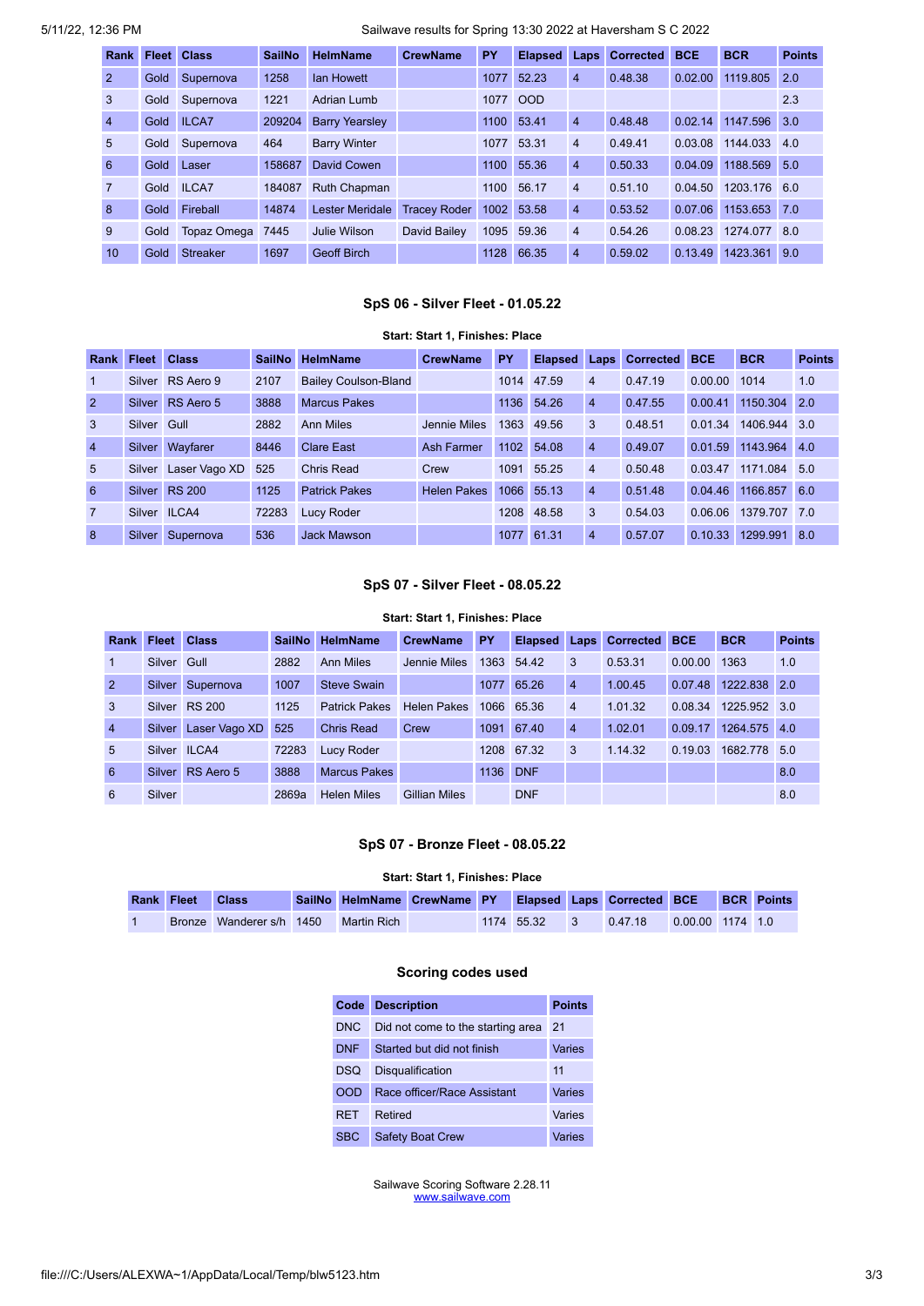| Rank | Fleet | Class | SailNo | HelmName | CrewName | PY | Elapsed | Laps | Corrected | BCE | BCR | Points |
|---|---|---|---|---|---|---|---|---|---|---|---|---|
| 2 | Gold | Supernova | 1258 | Ian Howett | | 1077 | 52.23 | 4 | 0.48.38 | 0.02.00 | 1119.805 | 2.0 |
| 3 | Gold | Supernova | 1221 | Adrian Lumb | | 1077 | OOD | | | | | 2.3 |
| 4 | Gold | ILCA7 | 209204 | Barry Yearsley | | 1100 | 53.41 | 4 | 0.48.48 | 0.02.14 | 1147.596 | 3.0 |
| 5 | Gold | Supernova | 464 | Barry Winter | | 1077 | 53.31 | 4 | 0.49.41 | 0.03.08 | 1144.033 | 4.0 |
| 6 | Gold | Laser | 158687 | David Cowen | | 1100 | 55.36 | 4 | 0.50.33 | 0.04.09 | 1188.569 | 5.0 |
| 7 | Gold | ILCA7 | 184087 | Ruth Chapman | | 1100 | 56.17 | 4 | 0.51.10 | 0.04.50 | 1203.176 | 6.0 |
| 8 | Gold | Fireball | 14874 | Lester Meridale | Tracey Roder | 1002 | 53.58 | 4 | 0.53.52 | 0.07.06 | 1153.653 | 7.0 |
| 9 | Gold | Topaz Omega | 7445 | Julie Wilson | David Bailey | 1095 | 59.36 | 4 | 0.54.26 | 0.08.23 | 1274.077 | 8.0 |
| 10 | Gold | Streaker | 1697 | Geoff Birch | | 1128 | 66.35 | 4 | 0.59.02 | 0.13.49 | 1423.361 | 9.0 |

### SpS 06 - Silver Fleet - 01.05.22

**Start: Start 1, Finishes: Place**

| Rank | Fleet | Class | SailNo | HelmName | CrewName | PY | Elapsed | Laps | Corrected | BCE | BCR | Points |
|---|---|---|---|---|---|---|---|---|---|---|---|---|
| 1 | Silver | RS Aero 9 | 2107 | Bailey Coulson-Bland | | 1014 | 47.59 | 4 | 0.47.19 | 0.00.00 | 1014 | 1.0 |
| 2 | Silver | RS Aero 5 | 3888 | Marcus Pakes | | 1136 | 54.26 | 4 | 0.47.55 | 0.00.41 | 1150.304 | 2.0 |
| 3 | Silver | Gull | 2882 | Ann Miles | Jennie Miles | 1363 | 49.56 | 3 | 0.48.51 | 0.01.34 | 1406.944 | 3.0 |
| 4 | Silver | Wayfarer | 8446 | Clare East | Ash Farmer | 1102 | 54.08 | 4 | 0.49.07 | 0.01.59 | 1143.964 | 4.0 |
| 5 | Silver | Laser Vago XD | 525 | Chris Read | Crew | 1091 | 55.25 | 4 | 0.50.48 | 0.03.47 | 1171.084 | 5.0 |
| 6 | Silver | RS 200 | 1125 | Patrick Pakes | Helen Pakes | 1066 | 55.13 | 4 | 0.51.48 | 0.04.46 | 1166.857 | 6.0 |
| 7 | Silver | ILCA4 | 72283 | Lucy Roder | | 1208 | 48.58 | 3 | 0.54.03 | 0.06.06 | 1379.707 | 7.0 |
| 8 | Silver | Supernova | 536 | Jack Mawson | | 1077 | 61.31 | 4 | 0.57.07 | 0.10.33 | 1299.991 | 8.0 |

### SpS 07 - Silver Fleet - 08.05.22

**Start: Start 1, Finishes: Place**

| Rank | Fleet | Class | SailNo | HelmName | CrewName | PY | Elapsed | Laps | Corrected | BCE | BCR | Points |
|---|---|---|---|---|---|---|---|---|---|---|---|---|
| 1 | Silver | Gull | 2882 | Ann Miles | Jennie Miles | 1363 | 54.42 | 3 | 0.53.31 | 0.00.00 | 1363 | 1.0 |
| 2 | Silver | Supernova | 1007 | Steve Swain | | 1077 | 65.26 | 4 | 1.00.45 | 0.07.48 | 1222.838 | 2.0 |
| 3 | Silver | RS 200 | 1125 | Patrick Pakes | Helen Pakes | 1066 | 65.36 | 4 | 1.01.32 | 0.08.34 | 1225.952 | 3.0 |
| 4 | Silver | Laser Vago XD | 525 | Chris Read | Crew | 1091 | 67.40 | 4 | 1.02.01 | 0.09.17 | 1264.575 | 4.0 |
| 5 | Silver | ILCA4 | 72283 | Lucy Roder | | 1208 | 67.32 | 3 | 1.14.32 | 0.19.03 | 1682.778 | 5.0 |
| 6 | Silver | RS Aero 5 | 3888 | Marcus Pakes | | 1136 | DNF | | | | | 8.0 |
| 6 | Silver | | 2869a | Helen Miles | Gillian Miles | | DNF | | | | | 8.0 |

### SpS 07 - Bronze Fleet - 08.05.22

**Start: Start 1, Finishes: Place**

| Rank | Fleet | Class | SailNo | HelmName | CrewName | PY | Elapsed | Laps | Corrected | BCE | BCR | Points |
|---|---|---|---|---|---|---|---|---|---|---|---|---|
| 1 | Bronze | Wanderer s/h | 1450 | Martin Rich | | 1174 | 55.32 | 3 | 0.47.18 | 0.00.00 | 1174 | 1.0 |

### Scoring codes used

| Code | Description | Points |
|---|---|---|
| DNC | Did not come to the starting area | 21 |
| DNF | Started but did not finish | Varies |
| DSQ | Disqualification | 11 |
| OOD | Race officer/Race Assistant | Varies |
| RET | Retired | Varies |
| SBC | Safety Boat Crew | Varies |

Sailwave Scoring Software 2.28.11
www.sailwave.com